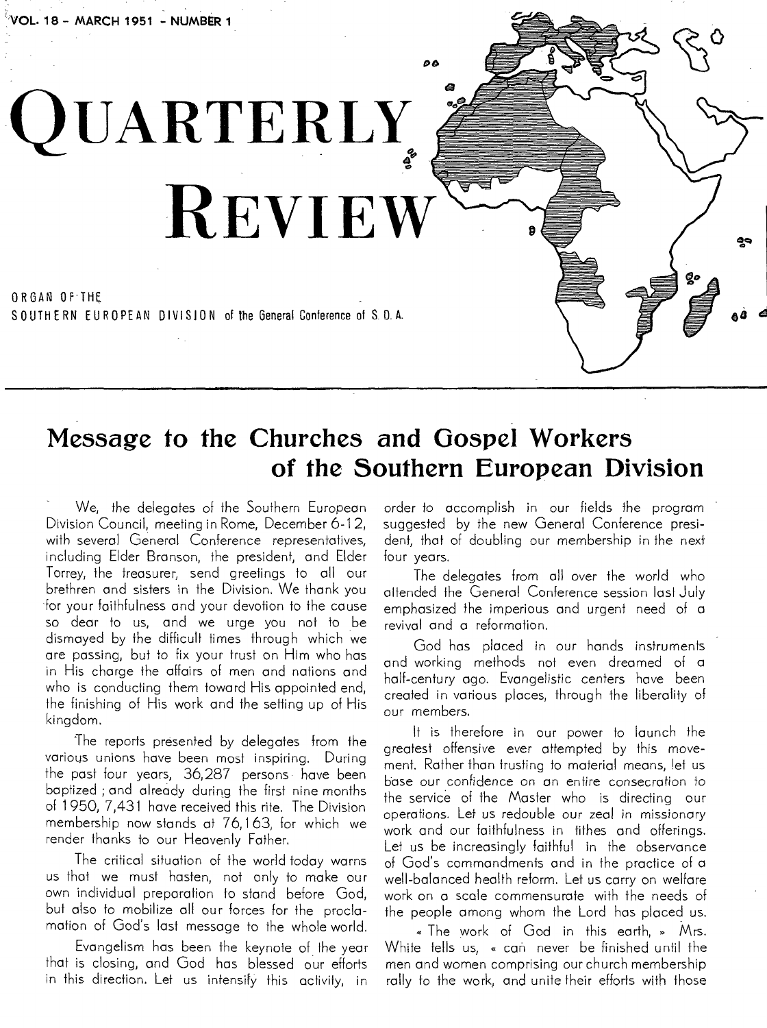VOL. 18 - MARCH 1951 - NUMBER 1

# QUARTERLY REVIEW

ORGAN OF THE
SOUTHERN EUROPEAN DIVISION of the General Conference of S. D. A.

## Message to the Churches and Gospel Workers of the Southern European Division

We, the delegates of the Southern European Division Council, meeting in Rome, December 6-12, with several General Conference representatives, including Elder Branson, the president, and Elder Torrey, the treasurer, send greetings to all our brethren and sisters in the Division. We thank you for your faithfulness and your devotion to the cause so dear to us, and we urge you not to be dismayed by the difficult times through which we are passing, but to fix your trust on Him who has in His charge the affairs of men and nations and who is conducting them toward His appointed end, the finishing of His work and the setting up of His kingdom.

The reports presented by delegates from the various unions have been most inspiring. During the past four years, 36,287 persons have been baptized ; and already during the first nine months of 1950, 7,431 have received this rite. The Division membership now stands at 76,163, for which we render thanks to our Heavenly Father.

The critical situation of the world today warns us that we must hasten, not only to make our own individual preparation to stand before God, but also to mobilize all our forces for the proclamation of God's last message to the whole world.

Evangelism has been the keynote of the year that is closing, and God has blessed our efforts in this direction. Let us intensify this activity, in order to accomplish in our fields the program suggested by the new General Conference president, that of doubling our membership in the next four years.

The delegates from all over the world who attended the General Conference session last July emphasized the imperious and urgent need of a revival and a reformation.

God has placed in our hands instruments and working methods not even dreamed of a half-century ago. Evangelistic centers have been created in various places, through the liberality of our members.

It is therefore in our power to launch the greatest offensive ever attempted by this movement. Rather than trusting to material means, let us base our confidence on an entire consecration to the service of the Master who is directing our operations. Let us redouble our zeal in missionary work and our faithfulness in tithes and offerings. Let us be increasingly faithful in the observance of God's commandments and in the practice of a well-balanced health reform. Let us carry on welfare work on a scale commensurate with the needs of the people among whom the Lord has placed us.

« The work of God in this earth, » Mrs. White tells us, « can never be finished until the men and women comprising our church membership rally to the work, and unite their efforts with those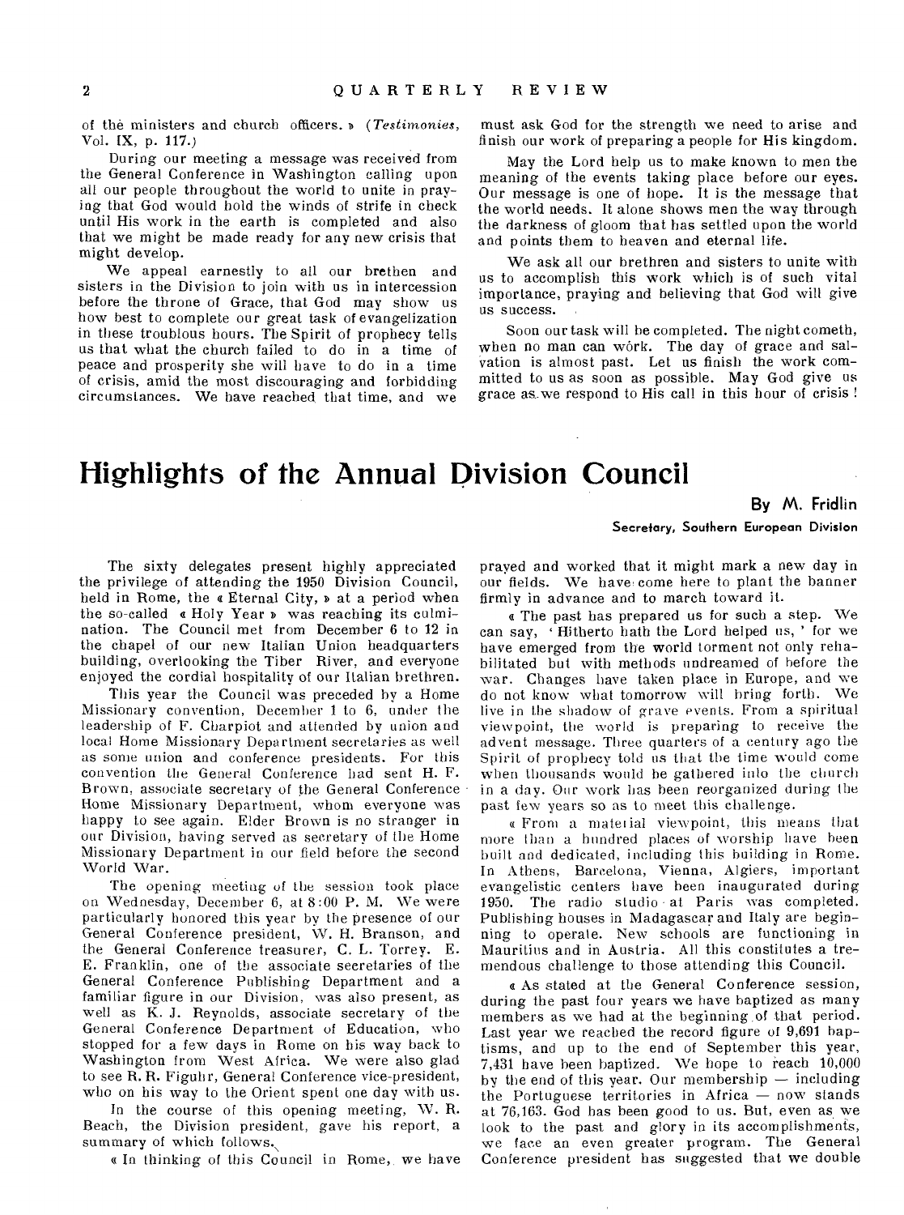of the ministers and church officers. » (*Testimonies*, Vol. IX, p. 117.)

During our meeting a message was received from the General Conference in Washington calling upon all our people throughout the world to unite in praying that God would hold the winds of strife in check until His work in the earth is completed and also that we might be made ready for any new crisis that might develop.

We appeal earnestly to all our brethen and sisters in the Division to join with us in intercession before the throne of Grace, that God may show us how best to complete our great task of evangelization in these troublous hours. The Spirit of prophecy tells us that what the church failed to do in a time of peace and prosperity she will have to do in a time of crisis, amid the most discouraging and forbidding circumstances. We have reached that time, and we must ask God for the strength we need to arise and finish our work of preparing a people for His kingdom.

May the Lord help us to make known to men the meaning of the events taking place before our eyes. Our message is one of hope. It is the message that the world needs. It alone shows men the way through the darkness of gloom that has settled upon the world and points them to heaven and eternal life.

We ask all our brethren and sisters to unite with us to accomplish this work which is of such vital importance, praying and believing that God will give us success.

Soon our task will be completed. The night cometh, when no man can wôrk. The day of grace and salvation is almost past. Let us finish the work committed to us as soon as possible. May God give us grace as we respond to His call in this hour of crisis !

# Highlights of the Annual Division Council

**By M. Fridlin**

**Secretary, Southern European Division**

The sixty delegates present highly appreciated the privilege of attending the 1950 Division Council, held in Rome, the « Eternal City, » at a period when the so-called « Holy Year » was reaching its culmination. The Council met from December 6 to 12 in the chapel of our new Italian Union headquarters building, overlooking the Tiber River, and everyone enjoyed the cordial hospitality of our Italian brethren.

This year the Council was preceded by a Home Missionary convention, December 1 to 6, under the leadership of F. Charpiot and attended by union and local Home Missionary Department secretaries as well as some union and conference presidents. For this convention the General Conference had sent H. F. Brown, associate secretary of the General Conference Home Missionary Department, whom everyone was happy to see again. Elder Brown is no stranger in our Division, having served as secretary of the Home Missionary Department in our field before the second World War.

The opening meeting of the session took place on Wednesday, December 6, at 8:00 P. M. We were particularly honored this year by the presence of our General Conference president, W. H. Branson, and the General Conference treasurer, C. L. Torrey. E. E. Franklin, one of the associate secretaries of the General Conference Publishing Department and a familiar figure in our Division, was also present, as well as K. J. Reynolds, associate secretary of the General Conference Department of Education, who stopped for a few days in Rome on his way back to Washington from West Africa. We were also glad to see R. R. Figuhr, General Conference vice-president, who on his way to the Orient spent one day with us.

In the course of this opening meeting, W. R. Beach, the Division president, gave his report, a summary of which follows.

« In thinking of this Council in Rome, we have prayed and worked that it might mark a new day in our fields. We have come here to plant the banner firmly in advance and to march toward it.

« The past has prepared us for such a step. We can say, 'Hitherto hath the Lord helped us,' for we have emerged from the world torment not only rehabilitated but with methods undreamed of before the war. Changes have taken place in Europe, and we do not know what tomorrow will bring forth. We live in the shadow of grave events. From a spiritual viewpoint, the world is preparing to receive the advent message. Three quarters of a century ago the Spirit of prophecy told us that the time would come when thousands would be gathered into the church in a day. Our work has been reorganized during the past few years so as to meet this challenge.

« From a material viewpoint, this means that more than a hundred places of worship have been built and dedicated, including this building in Rome. In Athens, Barcelona, Vienna, Algiers, important evangelistic centers have been inaugurated during 1950. The radio studio at Paris was completed. Publishing houses in Madagascar and Italy are beginning to operate. New schools are functioning in Mauritius and in Austria. All this constitutes a tremendous challenge to those attending this Council.

« As stated at the General Conference session, during the past four years we have baptized as many members as we had at the beginning of that period. Last year we reached the record figure of 9,691 baptisms, and up to the end of September this year, 7,431 have been baptized. We hope to reach 10,000 by the end of this year. Our membership — including the Portuguese territories in Africa — now stands at 76,163. God has been good to us. But, even as we look to the past and glory in its accomplishments, we face an even greater program. The General Conference president has suggested that we double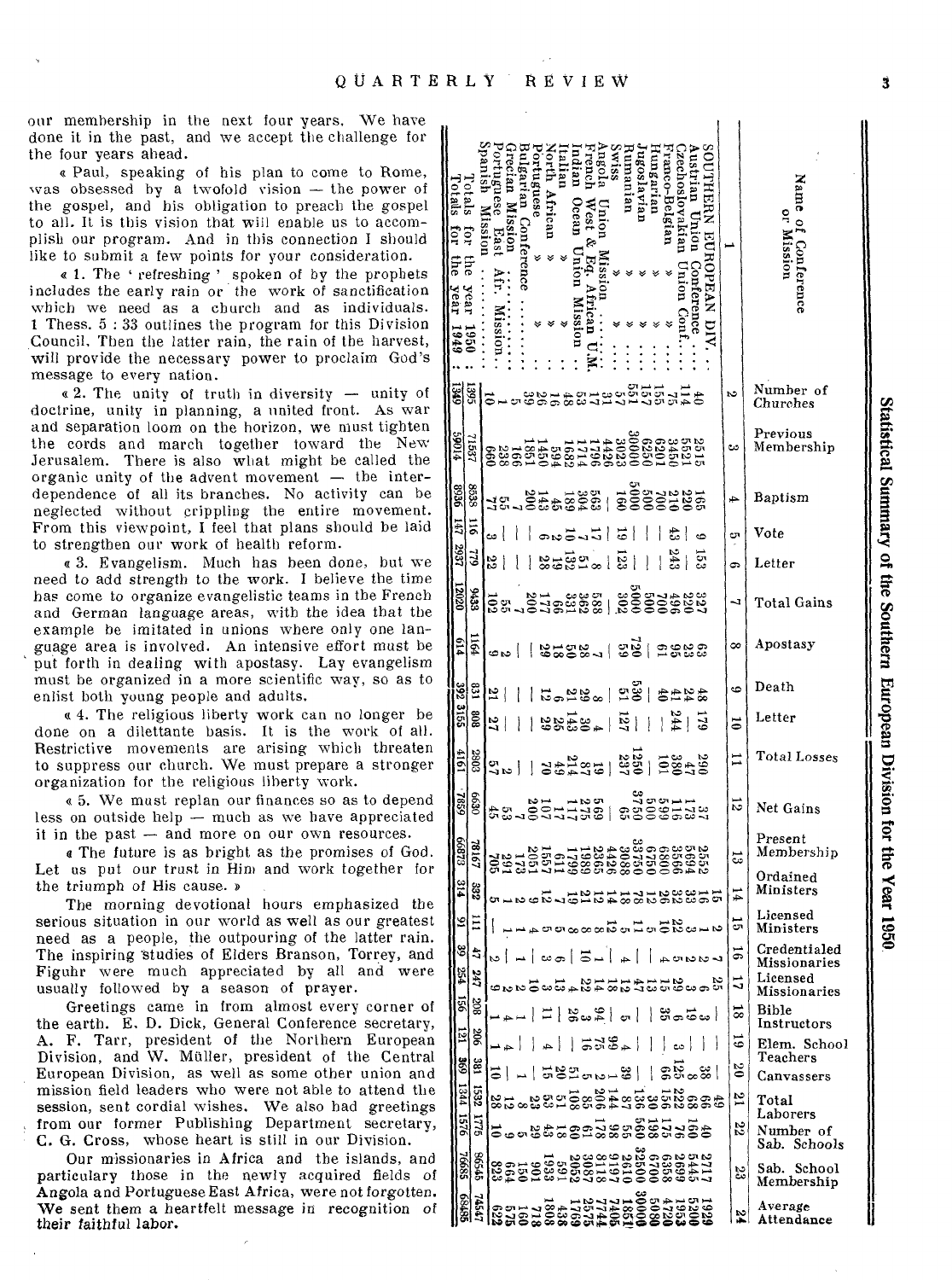our membership in the next four years. We have done it in the past, and we accept the challenge for the four years ahead.

« Paul, speaking of his plan to come to Rome, was obsessed by a twofold vision — the power of the gospel, and his obligation to preach the gospel to all. It is this vision that will enable us to accomplish our program. And in this connection I should like to submit a few points for your consideration.

« 1. The 'refreshing' spoken of by the prophets includes the early rain or the work of sanctification which we need as a church and as individuals. 1 Thess. 5 : 33 outlines the program for this Division Council. Then the latter rain, the rain of the harvest, will provide the necessary power to proclaim God's message to every nation.

« 2. The unity of truth in diversity — unity of doctrine, unity in planning, a united front. As war and separation loom on the horizon, we must tighten the cords and march together toward the New Jerusalem. There is also what might be called the organic unity of the advent movement — the interdependence of all its branches. No activity can be neglected without crippling the entire movement. From this viewpoint, I feel that plans should be laid to strengthen our work of health reform.

« 3. Evangelism. Much has been done, but we need to add strength to the work. I believe the time has come to organize evangelistic teams in the French and German language areas, with the idea that the example be imitated in unions where only one language area is involved. An intensive effort must be put forth in dealing with apostasy. Lay evangelism must be organized in a more scientific way, so as to enlist both young people and adults.

« 4. The religious liberty work can no longer be done on a dilettante basis. It is the work of all. Restrictive movements are arising which threaten to suppress our church. We must prepare a stronger organization for the religious liberty work.

« 5. We must replan our finances so as to depend less on outside help — much as we have appreciated it in the past — and more on our own resources.

« The future is as bright as the promises of God. Let us put our trust in Him and work together for the triumph of His cause. »

The morning devotional hours emphasized the serious situation in our world as well as our greatest need as a people, the outpouring of the latter rain. The inspiring studies of Elders Branson, Torrey, and Figuhr were much appreciated by all and were usually followed by a season of prayer.

Greetings came in from almost every corner of the earth. E. D. Dick, General Conference secretary, A. F. Tarr, president of the Northern European Division, and W. Müller, president of the Central European Division, as well as some other union and mission field leaders who were not able to attend the session, sent cordial wishes. We also had greetings from our former Publishing Department secretary, C. G. Cross, whose heart is still in our Division.

Our missionaries in Africa and the islands, and particularly those in the newly acquired fields of Angola and Portuguese East Africa, were not forgotten. We sent them a heartfelt message in recognition of their faithful labor.

## Statistical Summary of the Southern European Division for the Year 1950

| Name of Conference or Mission | Number of Churches | Previous Membership | Baptism | Vote | Letter | Total Gains | Apostasy | Death | Letter | Total Losses | Net Gains | Present Membership | Ordained Ministers | Licensed Ministers | Credentialed Missionaries | Licensed Missionaries | Bible Instructors | Elem. School Teachers | Canvassers | Total Laborers | Number of Sab. Schools | Sab. School Membership | Average Attendance |
|---|---|---|---|---|---|---|---|---|---|---|---|---|---|---|---|---|---|---|---|---|---|---|---|
| 1 | 2 | 3 | 4 | 5 | 6 | 7 | 8 | 9 | 10 | 11 | 12 | 13 | 14 | 15 | 16 | 17 | 18 | 19 | 20 | 21 | 22 | 23 | 24 |
| SOUTHERN EUROPEAN DIV. | | | | | | | | | | | | | 15 | 2 | 7 | 25 | | | | 49 | | | |
| Austrian Union Conference | 40 | 2515 | 165 | 9 | 153 | 327 | 63 | 48 | 179 | 290 | 37 | 2552 | 16 | 1 | 2 | 6 | 3 | | 38 | 66 | 40 | 2717 | 1929 |
| Czechoslovakian Union Conf. | 114 | 5521 | 220 | | | 220 | 23 | 24 | | 47 | 173 | 5694 | 33 | 3 | 2 | 19 | 3 | | 8 | 68 | 160 | 5445 | 5200 |
| Franco-Belgian » » | 75 | 3450 | 210 | 43 | 243 | 496 | 95 | 41 | 244 | 380 | 116 | 3566 | 32 | 22 | 5 | 29 | 6 | 3 | 125 | 222 | 76 | 2699 | 1953 |
| Hungarian » » | 155 | 6201 | 700 | | | 700 | 61 | 40 | | 101 | 599 | 6800 | 26 | 10 | 4 | 15 | 35 | | 66 | 156 | 175 | 6358 | 4720 |
| Jugoslavian » » | 157 | 6250 | 500 | | | 500 | | | | | 500 | 6750 | 12 | 5 | | 13 | | | | 30 | 198 | 6700 | 5080 |
| Rumanian » » | 551 | 30000 | 5000 | | | 5000 | 720 | 530 | | 1250 | 3750 | 33750 | 78 | 11 | | 47 | | | | 136 | 560 | 32500 | 30000 |
| Swiss » | 57 | 3023 | 160 | 19 | 123 | 302 | 59 | 51 | 127 | 237 | 65 | 3088 | 18 | 5 | 4 | 12 | 5 | 4 | 39 | 87 | 55 | 2610 | 1851 |
| Angola Union Mission | 31 | 4426 | | | | | | | | | | 4426 | 14 | 12 | | 18 | | 99 | 1 | 144 | 98 | 9197 | 7406 |
| French West & Eq. African U.M. | 17 | 1796 | 563 | 17 | 8 | 588 | 7 | 8 | 4 | 19 | 569 | 2365 | 12 | 8 | 1 | 14 | 94 | 75 | 2 | 206 | 178 | 8118 | 7744 |
| Indian Ocean Union Mission | 53 | 1714 | 304 | 7 | 51 | 362 | 28 | 29 | 30 | 87 | 275 | 1989 | 21 | 8 | | 22 | 26 | 16 | 15 | 108 | 61 | 3087 | 2575 |
| Italian » | 48 | 1682 | 189 | 10 | 132 | 331 | 50 | 21 | 143 | 214 | 117 | 1799 | 19 | 5 | 10 | 4 | | | 51 | 85 | 60 | 2052 | 1769 |
| North African » | 16 | 594 | 45 | 2 | 19 | 66 | 18 | 6 | 25 | 49 | 17 | 611 | 7 | 5 | 1 | 13 | 11 | 4 | 15 | 51 | 18 | 591 | 438 |
| Portuguese » | 26 | 1450 | 143 | 6 | 28 | 177 | 29 | 12 | 29 | 70 | 107 | 1557 | 12 | 4 | 6 | 3 | | | 20 | 53 | 43 | 1933 | 1808 |
| Bulgarian Conference | 39 | 1851 | 200 | | | 200 | | | | | 200 | 2051 | 9 | 1 | 3 | 10 | | | | 23 | 29 | 901 | 718 |
| Grecian Mission | 5 | 166 | 7 | | | 7 | | | | | 7 | 173 | 2 | 1 | 1 | 2 | 1 | 1 | | 8 | 9 | 150 | 160 |
| Portuguese East Afr. Mission | 1 | 238 | 55 | | | 55 | 2 | | | 2 | 53 | 291 | 1 | 1 | | 2 | 4 | 4 | | 12 | 5 | 664 | 575 |
| Spanish Mission | 10 | 660 | 77 | 3 | 22 | 102 | 9 | 21 | 27 | 57 | 45 | 705 | 5 | 1 | 2 | 9 | 1 | | 10 | 28 | 10 | 823 | 622 |
| Totals for the year 1950 | 1395 | 71587 | 8538 | 116 | 779 | 9433 | 1164 | 831 | 808 | 2803 | 6630 | 78167 | 332 | 111 | 47 | 247 | 208 | 206 | 381 | 1532 | 1775 | 86545 | 74547 |
| Totals for the year 1949 | 1349 | 59014 | 8936 | 147 | 2937 | 12020 | 614 | 392 | 3155 | 4161 | 7859 | 66873 | 314 | 91 | 39 | 254 | 156 | 121 | 369 | 1344 | 1576 | 76685 | 69485 |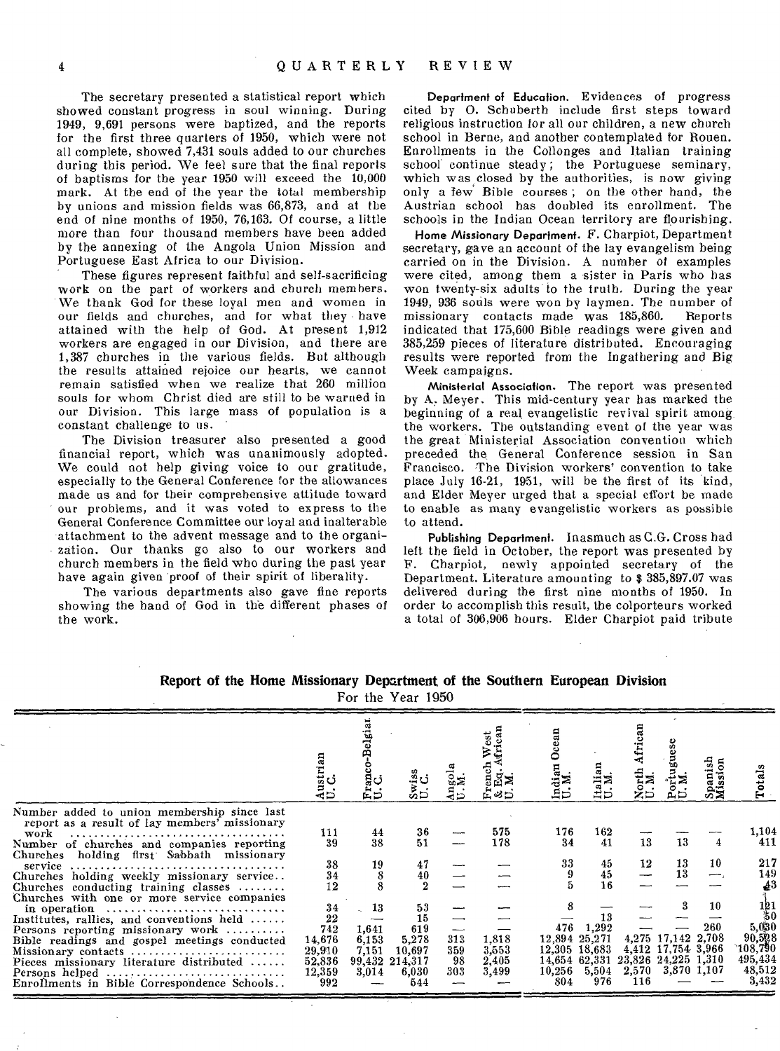The secretary presented a statistical report which showed constant progress in soul winning. During 1949, 9,691 persons were baptized, and the reports for the first three quarters of 1950, which were not all complete, showed 7,431 souls added to our churches during this period. We feel sure that the final reports of baptisms for the year 1950 will exceed the 10,000 mark. At the end of the year the total membership by unions and mission fields was 66,873, and at the end of nine months of 1950, 76,163. Of course, a little more than four thousand members have been added by the annexing of the Angola Union Mission and Portuguese East Africa to our Division.

These figures represent faithful and self-sacrificing work on the part of workers and church members. We thank God for these loyal men and women in our fields and churches, and for what they have attained with the help of God. At present 1,912 workers are engaged in our Division, and there are 1,387 churches in the various fields. But although the results attained rejoice our hearts, we cannot remain satisfied when we realize that 260 million souls for whom Christ died are still to be warned in our Division. This large mass of population is a constant challenge to us.

The Division treasurer also presented a good financial report, which was unanimously adopted. We could not help giving voice to our gratitude, especially to the General Conference for the allowances made us and for their comprehensive attitude toward our problems, and it was voted to express to the General Conference Committee our loyal and inalterable attachment to the advent message and to the organization. Our thanks go also to our workers and church members in the field who during the past year have again given proof of their spirit of liberality.

The various departments also gave fine reports showing the hand of God in the different phases of the work.

**Department of Education.** Evidences of progress cited by O. Schuberth include first steps toward religious instruction for all our children, a new church school in Berne, and another contemplated for Rouen. Enrollments in the Collonges and Italian training school continue steady; the Portuguese seminary, which was closed by the authorities, is now giving only a few Bible courses; on the other hand, the Austrian school has doubled its enrollment. The schools in the Indian Ocean territory are flourishing.

**Home Missionary Department.** F. Charpiot, Department secretary, gave an account of the lay evangelism being carried on in the Division. A number of examples were cited, among them a sister in Paris who has won twenty-six adults to the truth. During the year 1949, 936 souls were won by laymen. The number of missionary contacts made was 185,860. Reports indicated that 175,600 Bible readings were given and 385,259 pieces of literature distributed. Encouraging results were reported from the Ingathering and Big Week campaigns.

**Ministerial Association.** The report was presented by A. Meyer. This mid-century year has marked the beginning of a real evangelistic revival spirit among the workers. The outstanding event of the year was the great Ministerial Association convention which preceded the General Conference session in San Francisco. The Division workers' convention to take place July 16-21, 1951, will be the first of its kind, and Elder Meyer urged that a special effort be made to enable as many evangelistic workers as possible to attend.

**Publishing Department.** Inasmuch as C.G. Cross had left the field in October, the report was presented by F. Charpiot, newly appointed secretary of the Department. Literature amounting to $ 385,897.07 was delivered during the first nine months of 1950. In order to accomplish this result, the colporteurs worked a total of 306,906 hours. Elder Charpiot paid tribute

**Report of the Home Missionary Department of the Southern European Division**
For the Year 1950

| | Austrian U.C. | Franco-Belgian U.C. | Swiss U.C. | Angola U.M. | French West & Eq. African U.M. | Indian Ocean U.M. | Italian U.M. | North African U.M. | Portuguese U.M. | Spanish Mission | Totals |
|---|---|---|---|---|---|---|---|---|---|---|---|
| Number added to union membership since last report as a result of lay members' missionary work | 111 | 44 | 36 | — | 575 | 176 | 162 | — | — | — | 1,104 |
| Number of churches and companies reporting | 39 | 38 | 51 | — | 178 | 34 | 41 | 13 | 13 | 4 | 411 |
| Churches holding first Sabbath missionary service | 38 | 19 | 47 | — | — | 33 | 45 | 12 | 13 | 10 | 217 |
| Churches holding weekly missionary service | 34 | 8 | 40 | — | — | 9 | 45 | — | 13 | — | 149 |
| Churches conducting training classes | 12 | 8 | 2 | — | — | 5 | 16 | — | — | — | 43 |
| Churches with one or more service companies in operation | 34 | 13 | 53 | — | — | 8 | — | — | 3 | 10 | 121 |
| Institutes, rallies, and conventions held | 22 | — | 15 | — | — | — | 13 | — | — | — | 50 |
| Persons reporting missionary work | 742 | 1,641 | 619 | — | — | 476 | 1,292 | — | — | 260 | 5,030 |
| Bible readings and gospel meetings conducted | 14,676 | 6,153 | 5,278 | 313 | 1,818 | 12,894 | 25,271 | 4,275 | 17,142 | 2,708 | 90,528 |
| Missionary contacts | 29,910 | 7,151 | 10,697 | 359 | 3,553 | 12,305 | 18,683 | 4,412 | 17,754 | 3,966 | 108,790 |
| Pieces missionary literature distributed | 52,836 | 99,432 | 214,317 | 98 | 2,405 | 14,654 | 62,331 | 23,826 | 24,225 | 1,310 | 495,434 |
| Persons helped | 12,359 | 3,014 | 6,030 | 303 | 3,499 | 10,256 | 5,504 | 2,570 | 3,870 | 1,107 | 48,512 |
| Enrollments in Bible Correspondence Schools | 992 | — | 544 | — | — | 804 | 976 | 116 | — | — | 3,432 |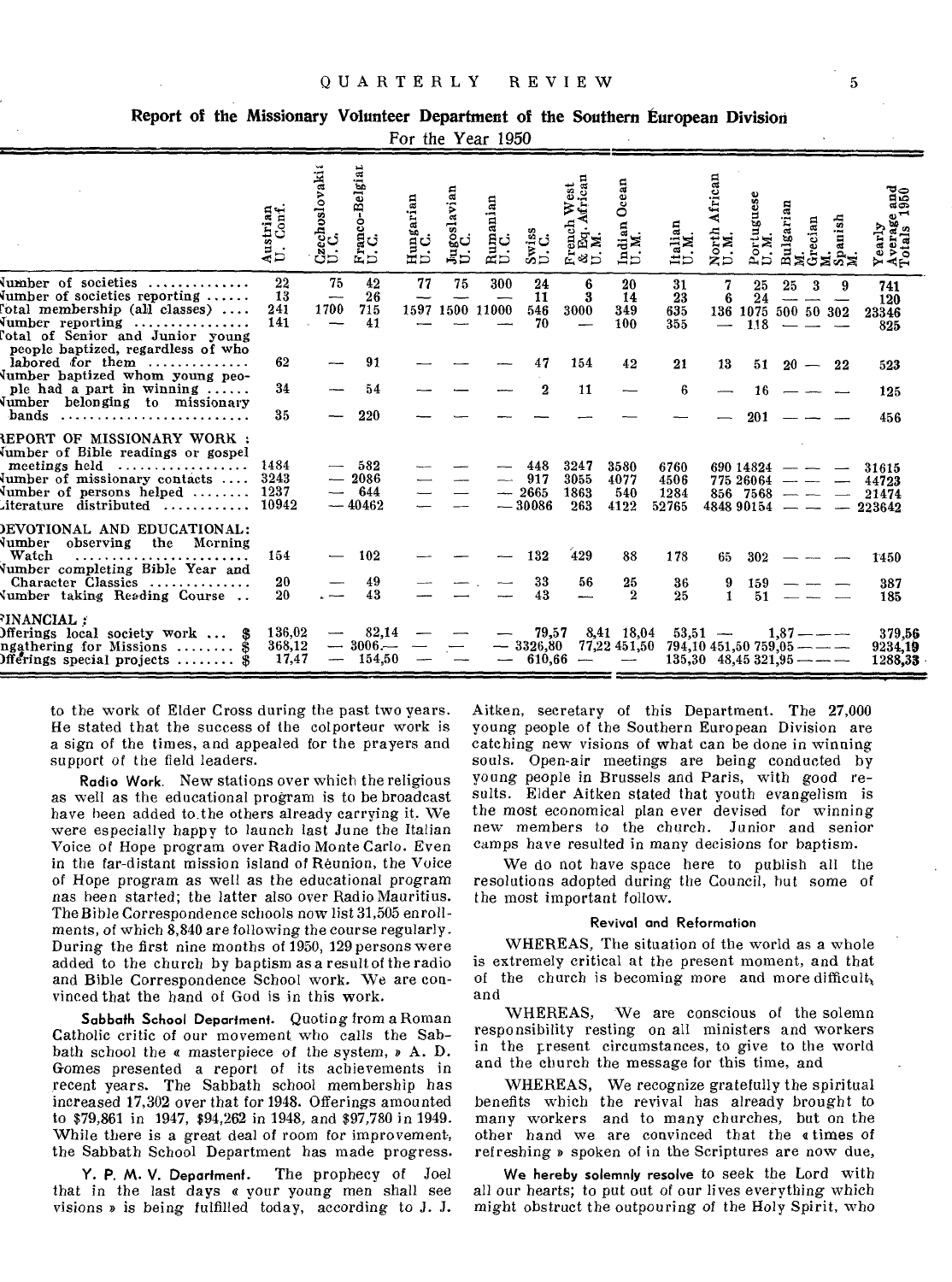## Report of the Missionary Volunteer Department of the Southern European Division

For the Year 1950

| | Austrian U. Conf. | Czechoslovakia U.C. | Franco-Belgian U.C. | Hungarian U.C. | Jugoslavian U.C. | Rumanian U.C. | Swiss U.C. | French West & Eq. African U.M. | Indian Ocean U.M. | Italian U.M. | North African U.M. | Portuguese U.M. | Bulgarian M. | Grecian M. | Spanish M. | Yearly Average and Totals 1950 |
|---|---|---|---|---|---|---|---|---|---|---|---|---|---|---|---|---|
| Number of societies | 22 | 75 | 42 | 77 | 75 | 300 | 24 | 6 | 20 | 31 | 7 | 25 | 25 | 3 | 9 | 741 |
| Number of societies reporting | 13 | — | 26 | — | — | — | 11 | 3 | 14 | 23 | 6 | 24 | — | — | — | 120 |
| Total membership (all classes) | 241 | 1700 | 715 | 1597 | 1500 | 11000 | 546 | 3000 | 349 | 635 | 136 | 1075 | 500 | 50 | 302 | 23346 |
| Number reporting | 141 | — | 41 | — | — | — | 70 | — | 100 | 355 | — | 118 | — | — | — | 825 |
| Total of Senior and Junior young people baptized, regardless of who labored for them | 62 | — | 91 | — | — | — | 47 | 154 | 42 | 21 | 13 | 51 | 20 | — | 22 | 523 |
| Number baptized whom young people had a part in winning | 34 | — | 54 | — | — | — | 2 | 11 | — | 6 | — | 16 | — | — | — | 125 |
| Number belonging to missionary bands | 35 | — | 220 | — | — | — | — | — | — | — | — | 201 | — | — | — | 456 |
| **REPORT OF MISSIONARY WORK:** | | | | | | | | | | | | | | | | |
| Number of Bible readings or gospel meetings held | 1484 | — | 582 | — | — | — | 448 | 3247 | 3580 | 6760 | 690 | 14824 | — | — | — | 31615 |
| Number of missionary contacts | 3243 | — | 2086 | — | — | — | 917 | 3055 | 4077 | 4506 | 775 | 26064 | — | — | — | 44723 |
| Number of persons helped | 1237 | — | 644 | — | — | — | 2665 | 1863 | 540 | 1284 | 856 | 7568 | — | — | — | 21474 |
| Literature distributed | 10942 | — | 40462 | — | — | — | 30086 | 263 | 4122 | 52765 | 4848 | 90154 | — | — | — | 223642 |
| **DEVOTIONAL AND EDUCATIONAL:** | | | | | | | | | | | | | | | | |
| Number observing the Morning Watch | 154 | — | 102 | — | — | — | 132 | 429 | 88 | 178 | 65 | 302 | — | — | — | 1450 |
| Number completing Bible Year and Character Classics | 20 | — | 49 | — | — | — | 33 | 56 | 25 | 36 | 9 | 159 | — | — | — | 387 |
| Number taking Reading Course | 20 | — | 43 | — | — | — | 43 | — | 2 | 25 | 1 | 51 | — | — | — | 185 |
| **FINANCIAL:** | | | | | | | | | | | | | | | | |
| Offerings local society work ... $ | 136,02 | — | 82,14 | — | — | — | 79,57 | 8,41 | 18,04 | 53,51 | — | 1,87 | — | — | — | 379,56 |
| Ingathering for Missions ... $ | 368,12 | — | 3006,— | — | — | — | 3326,80 | 77,22 | 451,50 | 794,10 | 451,50 | 759,05 | — | — | — | 9234,19 |
| Offerings special projects ... $ | 17,47 | — | 154,50 | — | — | — | 610,66 | — | — | 135,30 | 48,45 | 321,95 | — | — | — | 1288,33 |

to the work of Elder Cross during the past two years. He stated that the success of the colporteur work is a sign of the times, and appealed for the prayers and support of the field leaders.

**Radio Work.** New stations over which the religious as well as the educational program is to be broadcast have been added to the others already carrying it. We were especially happy to launch last June the Italian Voice of Hope program over Radio Monte Carlo. Even in the far-distant mission island of Réunion, the Voice of Hope program as well as the educational program has been started; the latter also over Radio Mauritius. The Bible Correspondence schools now list 31,505 enrollments, of which 8,840 are following the course regularly. During the first nine months of 1950, 129 persons were added to the church by baptism as a result of the radio and Bible Correspondence School work. We are convinced that the hand of God is in this work.

**Sabbath School Department.** Quoting from a Roman Catholic critic of our movement who calls the Sabbath school the « masterpiece of the system, » A. D. Gomes presented a report of its achievements in recent years. The Sabbath school membership has increased 17,302 over that for 1948. Offerings amounted to $79,861 in 1947, $94,262 in 1948, and $97,780 in 1949. While there is a great deal of room for improvement, the Sabbath School Department has made progress.

**Y. P. M. V. Department.** The prophecy of Joel that in the last days « your young men shall see visions » is being fulfilled today, according to J. J. Aitken, secretary of this Department. The 27,000 young people of the Southern European Division are catching new visions of what can be done in winning souls. Open-air meetings are being conducted by young people in Brussels and Paris, with good results. Elder Aitken stated that youth evangelism is the most economical plan ever devised for winning new members to the church. Junior and senior camps have resulted in many decisions for baptism.

We do not have space here to publish all the resolutions adopted during the Council, but some of the most important follow.

#### Revival and Reformation

WHEREAS, The situation of the world as a whole is extremely critical at the present moment, and that of the church is becoming more and more difficult, and

WHEREAS, We are conscious of the solemn responsibility resting on all ministers and workers in the present circumstances, to give to the world and the church the message for this time, and

WHEREAS, We recognize gratefully the spiritual benefits which the revival has already brought to many workers and to many churches, but on the other hand we are convinced that the « times of refreshing » spoken of in the Scriptures are now due,

**We hereby solemnly resolve** to seek the Lord with all our hearts; to put out of our lives everything which might obstruct the outpouring of the Holy Spirit, who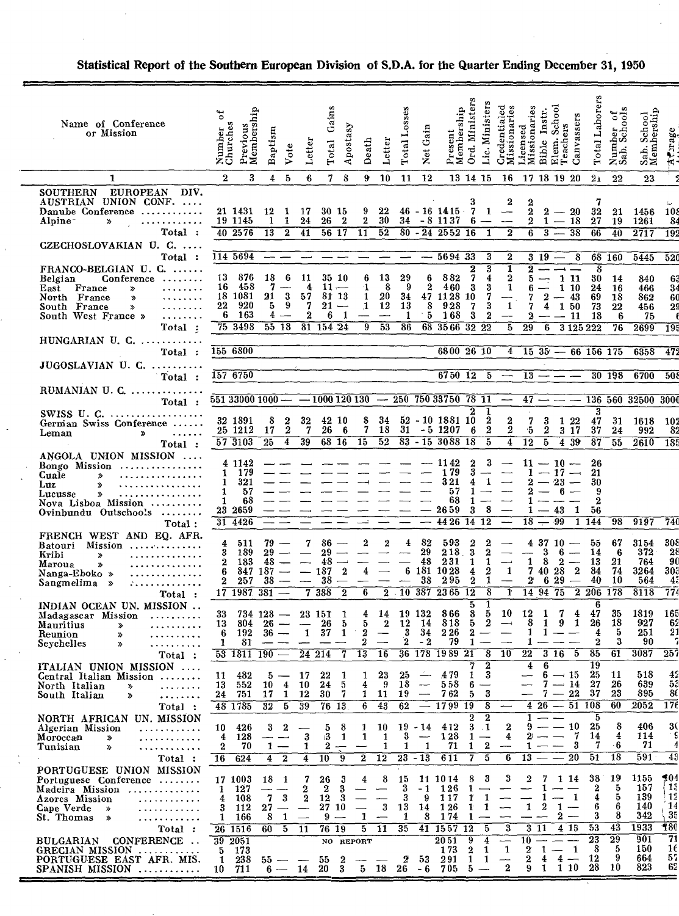## Statistical Report of the Southern European Division of S.D.A. for the Quarter Ending December 31, 1950

| Name of Conference or Mission | Number of Churches | Previous Membership | Baptism | Vote | Letter | Total Gains | Apostasy | Death | Letter | Total Losses | Net Gain | Present Membership | Ord. Ministers | Lic. Ministers | Credentialed Missionaries | Licensed Missionaries | Bible Instr. | Elem. School Teachers | Canvassers | Total Laborers | Number of Sab. Schools | Sab. School Membership | Average Attend. |
|---|---|---|---|---|---|---|---|---|---|---|---|---|---|---|---|---|---|---|---|---|---|---|---|
| 1 | 2 | 3 | 4 | 5 | 6 | 7 | 8 | 9 | 10 | 11 | 12 | 13 | 14 | 15 | 16 | 17 | 18 | 19 | 20 | 21 | 22 | 23 | |
| **SOUTHERN EUROPEAN DIV.** | | | | | | | | | | | | | | | | | | | | | | | |
| AUSTRIAN UNION CONF. | | | | | | | | | | | | | 3 | | 2 | 2 | | | | 7 | | | |
| Danube Conference | 21 | 1431 | 12 | 1 | 17 | 30 | 15 | 9 | 22 | 46 | -16 | 1415 | 7 | 1 | — | 2 | 2 | — | 20 | 32 | 21 | 1456 | 108 |
| Alpine » | 19 | 1145 | 1 | 1 | 24 | 26 | 2 | 2 | 30 | 34 | -8 | 1137 | 6 | — | — | 2 | 1 | — | 18 | 27 | 19 | 1261 | 84 |
| Total : | 40 | 2576 | 13 | 2 | 41 | 56 | 17 | 11 | 52 | 80 | -24 | 2552 | 16 | 1 | 2 | 6 | 3 | — | 38 | 66 | 40 | 2717 | 192 |
| CZECHOSLOVAKIAN U. C. | | | | | | | | | | | | | | | | | | | | | | | |
| Total : | 114 | 5694 | — | — | — | — | — | — | — | — | — | 5694 | 33 | 3 | 2 | 3 | 19 | — | 8 | 68 | 160 | 5445 | 520 |
| FRANCO-BELGIAN U. C. | | | | | | | | | | | | | 2 | 3 | 1 | 2 | — | — | — | 8 | | | |
| Belgian Conference | 13 | 876 | 18 | 6 | 11 | 35 | 10 | 6 | 13 | 29 | 6 | 882 | 7 | 4 | 2 | 5 | — | 1 | 11 | 30 | 14 | 840 | 63 |
| East France » | 16 | 458 | 7 | — | 4 | 11 | — | 1 | 8 | 9 | 2 | 460 | 3 | 3 | 1 | 6 | — | 1 | 10 | 24 | 16 | 466 | 34 |
| North France » | 18 | 1081 | 21 | 3 | 57 | 81 | 13 | 1 | 20 | 34 | 47 | 1128 | 10 | 7 | — | 7 | 2 | — | 43 | 69 | 18 | 862 | 60 |
| South France » | 22 | 920 | 5 | 9 | 7 | 21 | — | 1 | 12 | 13 | 8 | 928 | 7 | 3 | 1 | 7 | 4 | 1 | 50 | 73 | 22 | 456 | 29 |
| South West France » | 6 | 163 | 4 | — | 2 | 6 | 1 | — | — | 1 | 5 | 168 | 3 | 2 | — | 2 | — | — | 11 | 18 | 6 | 75 | 6 |
| Total : | 75 | 3498 | 55 | 18 | 81 | 154 | 24 | 9 | 53 | 86 | 68 | 3566 | 32 | 22 | 5 | 29 | 6 | 3 | 125 | 222 | 76 | 2699 | 195 |
| HUNGARIAN U. C. | | | | | | | | | | | | | | | | | | | | | | | |
| Total : | 155 | 6800 | | | | | | | | | | 6800 | 26 | 10 | 4 | 15 | 35 | — | 66 | 156 | 175 | 6358 | 472 |
| JUGOSLAVIAN U. C. | | | | | | | | | | | | | | | | | | | | | | | |
| Total : | 157 | 6750 | | | | | | | | | | 6750 | 12 | 5 | — | 13 | — | — | — | 30 | 198 | 6700 | 508 |
| RUMANIAN U. C. | | | | | | | | | | | | | | | | | | | | | | | |
| Total : | 551 | 33000 | 1000 | — | — | 1000 | 120 | 130 | — | 250 | 750 | 33750 | 78 | 11 | — | 47 | — | — | — | 136 | 560 | 32500 | 3000 |
| SWISS U. C. | | | | | | | | | | | | | 2 | 1 | | | | | | 3 | | | |
| German Swiss Conference | 32 | 1891 | 8 | 2 | 32 | 42 | 10 | 8 | 34 | 52 | -10 | 1881 | 10 | 2 | 2 | 7 | 3 | 1 | 22 | 47 | 31 | 1618 | 102 |
| Leman » | 25 | 1212 | 17 | 2 | 7 | 26 | 6 | 7 | 18 | 31 | -5 | 1207 | 6 | 2 | 2 | 5 | 2 | 3 | 17 | 37 | 24 | 992 | 82 |
| Total : | 57 | 3103 | 25 | 4 | 39 | 68 | 16 | 15 | 52 | 83 | -15 | 3088 | 18 | 5 | 4 | 12 | 5 | 4 | 39 | 87 | 55 | 2610 | 185 |
| ANGOLA UNION MISSION | | | | | | | | | | | | | | | | | | | | | | | |
| Bongo Mission | 4 | 1142 | — | — | — | — | — | — | — | — | — | 1142 | 2 | 3 | — | 11 | — | 10 | — | 26 | | | |
| Cuale » | 1 | 179 | — | — | — | — | — | — | — | — | — | 179 | 3 | — | — | 1 | — | 17 | — | 21 | | | |
| Luz » | 1 | 321 | — | — | — | — | — | — | — | — | — | 321 | 4 | 1 | — | 2 | — | 23 | — | 30 | | | |
| Lucusse » | 1 | 57 | — | — | — | — | — | — | — | — | — | 57 | 1 | — | — | 2 | — | 6 | — | 9 | | | |
| Nova Lisboa Mission | 1 | 68 | — | — | — | — | — | — | — | — | — | 68 | 1 | — | — | 1 | — | — | — | 2 | | | |
| Ovinbundu Outschools | 23 | 2659 | — | — | — | — | — | — | — | — | — | 2659 | 3 | 8 | — | 1 | — | 43 | 1 | 56 | | | |
| Total : | 31 | 4426 | — | — | — | — | — | — | — | — | — | 4426 | 14 | 12 | — | 18 | — | 99 | 1 | 144 | 98 | 9197 | 740 |
| FRENCH WEST AND EQ. AFR. | | | | | | | | | | | | | | | | | | | | | | | |
| Batouri Mission | 4 | 511 | 79 | — | 7 | 86 | — | 2 | 2 | 4 | 82 | 593 | 2 | 2 | — | 4 | 37 | 10 | — | 55 | 67 | 3154 | 308 |
| Kribi » | 3 | 189 | 29 | — | — | 29 | — | — | — | — | 29 | 218 | 3 | 2 | — | — | 3 | 6 | — | 14 | 6 | 372 | 28 |
| Maroua » | 2 | 183 | 48 | — | — | 48 | — | — | — | — | 48 | 231 | 1 | 1 | — | 1 | 8 | 2 | — | 13 | 21 | 764 | 90 |
| Nanga-Eboko » | 6 | 847 | 187 | — | — | 187 | 2 | 4 | — | 6 | 181 | 1028 | 4 | 2 | 1 | 7 | 40 | 28 | 2 | 84 | 74 | 3264 | 303 |
| Sangmelima » | 2 | 257 | 38 | — | — | 38 | — | — | — | — | 38 | 295 | 2 | 1 | — | 2 | 6 | 29 | — | 40 | 10 | 564 | 45 |
| Total : | 17 | 1987 | 381 | — | 7 | 388 | 2 | 6 | 2 | 10 | 387 | 2365 | 12 | 8 | 1 | 14 | 94 | 75 | 2 | 206 | 178 | 8118 | 774 |
| INDIAN OCEAN UN. MISSION | | | | | | | | | | | | | 5 | 1 | | | | | | 6 | | | |
| Madagascar Mission | 33 | 734 | 128 | — | 23 | 151 | 1 | 4 | 14 | 19 | 132 | 866 | 8 | 5 | 10 | 12 | 1 | 7 | 4 | 47 | 35 | 1819 | 165 |
| Mauritius » | 13 | 804 | 26 | — | — | 26 | 5 | 5 | 2 | 12 | 14 | 818 | 5 | 2 | — | 8 | 1 | 9 | 1 | 26 | 18 | 927 | 62 |
| Reunion » | 6 | 192 | 36 | — | 1 | 37 | 1 | 2 | — | 3 | 34 | 226 | 2 | — | — | 1 | 1 | — | — | 4 | 5 | 251 | 21 |
| Seychelles » | 1 | 81 | — | — | — | — | — | 2 | — | 2 | -2 | 79 | 1 | — | — | 1 | — | — | — | 2 | 3 | 90 | 7 |
| Total : | 53 | 1811 | 190 | — | 24 | 214 | 7 | 13 | 16 | 36 | 178 | 1989 | 21 | 8 | 10 | 22 | 3 | 16 | 5 | 85 | 61 | 3087 | 257 |
| ITALIAN UNION MISSION | | | | | | | | | | | | | 7 | 2 | | 4 | 6 | | | 19 | | | |
| Central Italian Mission | 11 | 482 | 5 | — | 17 | 22 | 1 | 1 | 23 | 25 | — | 479 | 1 | 3 | — | — | 6 | — | 15 | 25 | 11 | 518 | 42 |
| North Italian » | 13 | 552 | 10 | 4 | 10 | 24 | 5 | 4 | 9 | 18 | — | 558 | 6 | — | — | — | 7 | — | 14 | 27 | 26 | 639 | 53 |
| South Italian » | 24 | 751 | 17 | 1 | 12 | 30 | 7 | 1 | 11 | 19 | — | 762 | 5 | 3 | — | — | 7 | — | 22 | 37 | 23 | 895 | 80 |
| Total : | 48 | 1785 | 32 | 5 | 39 | 76 | 13 | 6 | 43 | 62 | — | 1799 | 19 | 8 | — | 4 | 26 | — | 51 | 108 | 60 | 2052 | 176 |
| NORTH AFRICAN UN. MISSION | | | | | | | | | | | | | 2 | 2 | | 1 | — | — | | 5 | | | |
| Algerian Mission | 10 | 426 | 3 | 2 | — | 5 | 8 | 1 | 10 | 19 | -14 | 412 | 3 | 1 | 2 | 9 | — | — | 10 | 25 | 8 | 406 | 30 |
| Moroccan » | 4 | 128 | — | — | 3 | 3 | 1 | 1 | 1 | 3 | — | 128 | 1 | — | 4 | 2 | — | — | 7 | 14 | 4 | 114 | 9 |
| Tunisian » | 2 | 70 | 1 | — | 1 | 2 | — | — | 1 | 1 | 1 | 71 | 1 | 2 | — | 1 | — | — | 3 | 7 | 6 | 71 | 4 |
| Total : | 16 | 624 | 4 | 2 | 4 | 10 | 9 | 2 | 12 | 23 | -13 | 611 | 7 | 5 | 6 | 13 | — | — | 20 | 51 | 18 | 591 | 43 |
| PORTUGUESE UNION MISSION | | | | | | | | | | | | | | | | | | | | | | | |
| Portuguese Conference | 17 | 1003 | 18 | 1 | 7 | 26 | 3 | 4 | 8 | 15 | 11 | 1014 | 8 | 3 | 3 | 2 | 7 | 1 | 14 | 38 | 19 | 1155 | 104 |
| Madeira Mission | 1 | 127 | — | — | 2 | 2 | 3 | — | — | 3 | -1 | 126 | 1 | — | — | — | 1 | — | — | 2 | 5 | 157 | 13 |
| Azores Mission | 4 | 108 | 7 | 3 | 2 | 12 | 3 | — | — | 3 | 9 | 117 | 1 | 1 | — | — | 1 | — | 1 | 4 | 5 | 139 | 12 |
| Cape Verde » | 3 | 112 | 27 | — | — | 27 | 10 | — | 3 | 13 | 14 | 126 | 1 | 1 | — | 1 | 2 | 1 | — | 6 | 6 | 140 | 14 |
| St. Thomas » | 1 | 166 | 8 | 1 | — | 9 | — | 1 | — | 1 | 8 | 174 | 1 | — | — | — | — | 2 | — | 3 | 8 | 342 | 35 |
| Total : | 26 | 1516 | 60 | 5 | 11 | 76 | 19 | 5 | 11 | 35 | 41 | 1557 | 12 | 5 | 3 | 3 | 11 | 4 | 15 | 53 | 43 | 1933 | 180 |
| BULGARIAN CONFERENCE | 39 | 2051 | | | NO REPORT | | | | | | | 2051 | 9 | 4 | — | 10 | — | — | — | 23 | 29 | 901 | 71 |
| GRECIAN MISSION | 5 | 173 | | | | | | | | | | 173 | 2 | 1 | 1 | 2 | 1 | — | 1 | 8 | 5 | 150 | 16 |
| PORTUGUESE EAST AFR. MIS. | 1 | 238 | 55 | — | — | 55 | 2 | — | — | 2 | 53 | 291 | 1 | 1 | — | 2 | 4 | 4 | — | 12 | 9 | 664 | 57 |
| SPANISH MISSION | 10 | 711 | 6 | — | 14 | 20 | 3 | 5 | 18 | 26 | -6 | 705 | 5 | — | 2 | 9 | 1 | 1 | 10 | 28 | 10 | 823 | 62 |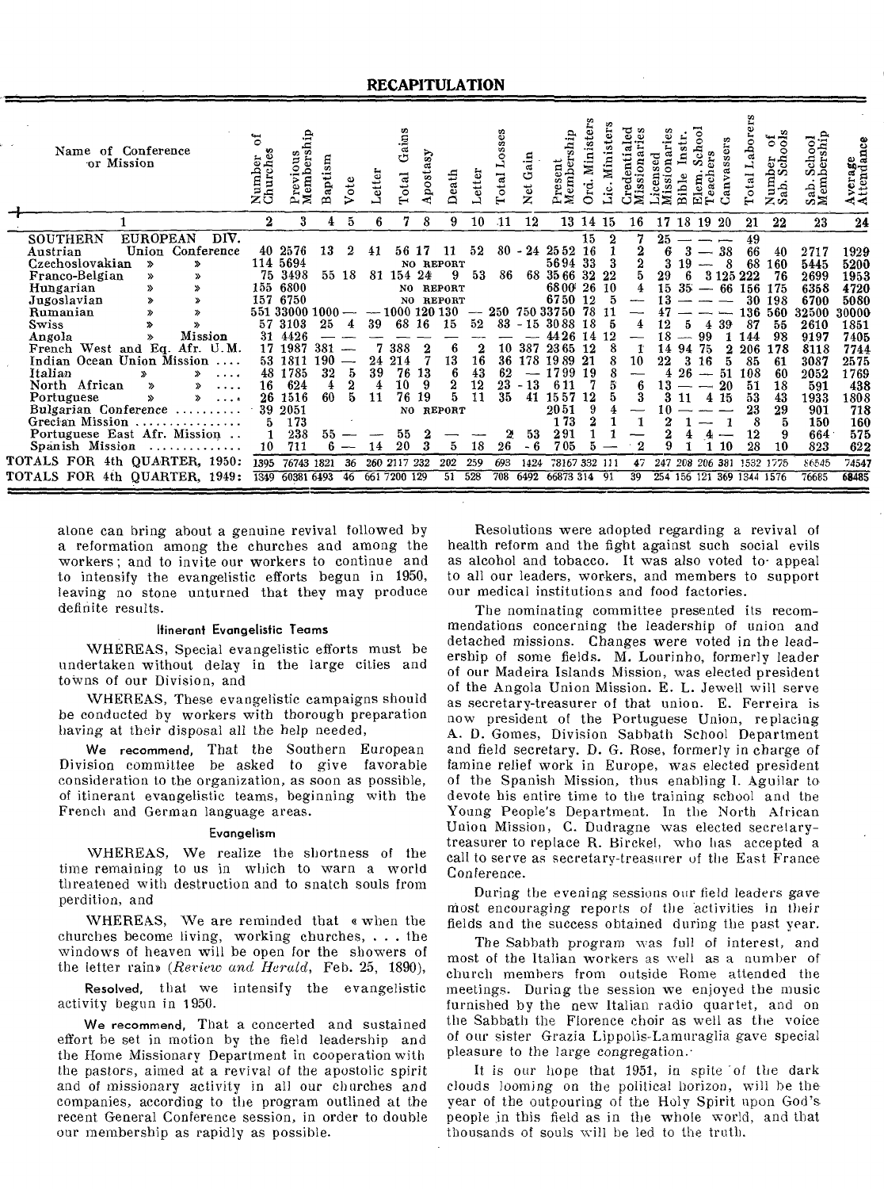## RECAPITULATION

| Name of Conference or Mission | Number of Churches | Previous Membership | Baptism | Vote | Letter | Total Gains | Apostasy | Death | Letter | Total Losses | Net Gain | Present Membership | Ord. Ministers | Lic. Ministers | Credentialed Missionaries | Licensed Missionaries | Bible Instr. | Elem. School Teachers | Canvassers | Total Laborers | Number of Sab. Schools | Sab. School Membership | Average Attendance |
|---|---|---|---|---|---|---|---|---|---|---|---|---|---|---|---|---|---|---|---|---|---|---|---|
| 1 | 2 | 3 | 4 | 5 | 6 | 7 | 8 | 9 | 10 | 11 | 12 | 13 | 14 | 15 | 16 | 17 | 18 | 19 | 20 | 21 | 22 | 23 | 24 |
| SOUTHERN EUROPEAN DIV. | | | | | | | | | | | | | 15 | 2 | 7 | 25 | — | — | — | 49 | | | |
| Austrian Union Conference | 40 | 2576 | 13 | 2 | 41 | 56 | 17 | 11 | 52 | 80 | - 24 | 2552 | 16 | 1 | 2 | 6 | 3 | — | 38 | 66 | 40 | 2717 | 1929 |
| Czechoslovakian » » | 114 | 5694 | | | | NO REPORT | | | | | | 5694 | 33 | 3 | 2 | 3 | 19 | — | 8 | 68 | 160 | 5445 | 5200 |
| Franco-Belgian » » | 75 | 3498 | 55 | 18 | 81 | 154 | 24 | 9 | 53 | 86 | 68 | 3566 | 32 | 22 | 5 | 29 | 6 | 3 | 125 | 222 | 76 | 2699 | 1953 |
| Hungarian » » | 155 | 6800 | | | | NO REPORT | | | | | | 6800 | 26 | 10 | 4 | 15 | 35 | — | 66 | 156 | 175 | 6358 | 4720 |
| Jugoslavian » » | 157 | 6750 | | | | NO REPORT | | | | | | 6750 | 12 | 5 | — | 13 | — | — | — | 30 | 198 | 6700 | 5080 |
| Rumanian » » | 551 | 33000 | 1000 | — | — | 1000 | 120 | 130 | — | 250 | 750 | 33750 | 78 | 11 | — | 47 | — | — | — | 136 | 560 | 32500 | 30000 |
| Swiss » » | 57 | 3103 | 25 | 4 | 39 | 68 | 16 | 15 | 52 | 83 | - 15 | 3088 | 18 | 5 | 4 | 12 | 5 | 4 | 39 | 87 | 55 | 2610 | 1851 |
| Angola » Mission | 31 | 4426 | — | — | — | — | — | — | — | — | — | 4426 | 14 | 12 | — | 18 | — | 99 | 1 | 144 | 98 | 9197 | 7405 |
| French West and Eq. Afr. U.M. | 17 | 1987 | 381 | — | 7 | 388 | 2 | 6 | 2 | 10 | 387 | 2365 | 12 | 8 | 1 | 14 | 94 | 75 | 2 | 206 | 178 | 8118 | 7744 |
| Indian Ocean Union Mission .... | 53 | 1811 | 190 | — | 24 | 214 | 7 | 13 | 16 | 36 | 178 | 1989 | 21 | 8 | 10 | 22 | 3 | 16 | 5 | 85 | 61 | 3087 | 2575 |
| Italian » » .... | 48 | 1785 | 32 | 5 | 39 | 76 | 13 | 6 | 43 | 62 | — | 1799 | 19 | 8 | — | 4 | 26 | — | 51 | 108 | 60 | 2052 | 1769 |
| North African » » .... | 16 | 624 | 4 | 2 | 4 | 10 | 9 | 2 | 12 | 23 | - 13 | 611 | 7 | 5 | 6 | 13 | — | — | 20 | 51 | 18 | 591 | 438 |
| Portuguese » » .... | 26 | 1516 | 60 | 5 | 11 | 76 | 19 | 5 | 11 | 35 | 41 | 1557 | 12 | 5 | 3 | 3 | 11 | 4 | 15 | 53 | 43 | 1933 | 1808 |
| Bulgarian Conference .......... | 39 | 2051 | | | | NO REPORT | | | | | | 2051 | 9 | 4 | — | 10 | — | — | — | 23 | 29 | 901 | 718 |
| Grecian Mission ................ | 5 | 173 | | | | | | | | | | 173 | 2 | 1 | 1 | 2 | 1 | — | 1 | 8 | 5 | 150 | 160 |
| Portuguese East Afr. Mission .. | 1 | 238 | 55 | — | — | 55 | 2 | — | — | 2 | 53 | 291 | 1 | 1 | — | 2 | 4 | 4 | — | 12 | 9 | 664 | 575 |
| Spanish Mission .............. | 10 | 711 | 6 | — | 14 | 20 | 3 | 5 | 18 | 26 | - 6 | 705 | 5 | — | 2 | 9 | 1 | 1 | 10 | 28 | 10 | 823 | 622 |
| TOTALS FOR 4th QUARTER, 1950: | 1395 | 76743 | 1821 | 36 | 260 | 2117 | 232 | 202 | 259 | 693 | 1424 | 78167 | 332 | 111 | 47 | 247 | 208 | 206 | 381 | 1532 | 1775 | 86545 | 74547 |
| TOTALS FOR 4th QUARTER, 1949: | 1349 | 60381 | 6493 | 46 | 661 | 7200 | 129 | 51 | 528 | 708 | 6492 | 66873 | 314 | 91 | 39 | 254 | 156 | 121 | 369 | 1344 | 1576 | 76685 | 68485 |

alone can bring about a genuine revival followed by a reformation among the churches and among the workers; and to invite our workers to continue and to intensify the evangelistic efforts begun in 1950, leaving no stone unturned that they may produce definite results.

### Itinerant Evangelistic Teams

WHEREAS, Special evangelistic efforts must be undertaken without delay in the large cities and towns of our Division, and

WHEREAS, These evangelistic campaigns should be conducted by workers with thorough preparation having at their disposal all the help needed,

**We recommend,** That the Southern European Division committee be asked to give favorable consideration to the organization, as soon as possible, of itinerant evangelistic teams, beginning with the French and German language areas.

### Evangelism

WHEREAS, We realize the shortness of the time remaining to us in which to warn a world threatened with destruction and to snatch souls from perdition, and

WHEREAS, We are reminded that « when the churches become living, working churches, . . . the windows of heaven will be open for the showers of the letter rain» (*Review and Herald*, Feb. 25, 1890),

**Resolved,** that we intensify the evangelistic activity begun in 1950.

**We recommend,** That a concerted and sustained effort be set in motion by the field leadership and the Home Missionary Department in cooperation with the pastors, aimed at a revival of the apostolic spirit and of missionary activity in all our churches and companies, according to the program outlined at the recent General Conference session, in order to double our membership as rapidly as possible.

Resolutions were adopted regarding a revival of health reform and the fight against such social evils as alcohol and tobacco. It was also voted to appeal to all our leaders, workers, and members to support our medical institutions and food factories.

The nominating committee presented its recommendations concerning the leadership of union and detached missions. Changes were voted in the leadership of some fields. M. Lourinho, formerly leader of our Madeira Islands Mission, was elected president of the Angola Union Mission. E. L. Jewell will serve as secretary-treasurer of that union. E. Ferreira is now president of the Portuguese Union, replacing A. D. Gomes, Division Sabbath School Department and field secretary. D. G. Rose, formerly in charge of famine relief work in Europe, was elected president of the Spanish Mission, thus enabling I. Aguilar to devote his entire time to the training school and the Young People's Department. In the North African Union Mission, C. Dudragne was elected secretary-treasurer to replace R. Birckel, who has accepted a call to serve as secretary-treasurer of the East France Conference.

During the evening sessions our field leaders gave most encouraging reports of the activities in their fields and the success obtained during the past year.

The Sabbath program was full of interest, and most of the Italian workers as well as a number of church members from outside Rome attended the meetings. During the session we enjoyed the music furnished by the new Italian radio quartet, and on the Sabbath the Florence choir as well as the voice of our sister Grazia Lippolis-Lamuraglia gave special pleasure to the large congregation.

It is our hope that 1951, in spite of the dark clouds looming on the political horizon, will be the year of the outpouring of the Holy Spirit upon God's people in this field as in the whole world, and that thousands of souls will be led to the truth.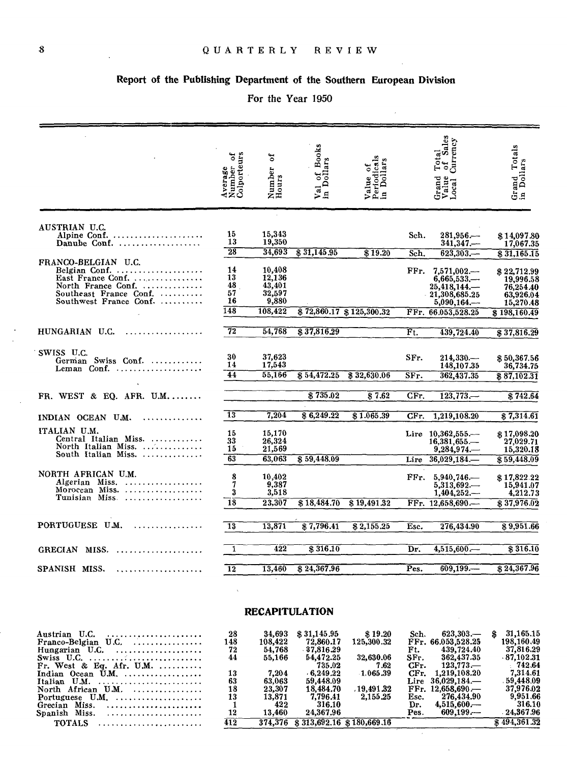## Report of the Publishing Department of the Southern European Division

For the Year 1950

| | Average Number of Colporteurs | Number of Hours | Val of Books in Dollars | Value of Periodicals in Dollars | Grand Total Value of Sales Local Currency | | Grand Totals in Dollars |
|---|---|---|---|---|---|---|---|
| **AUSTRIAN U.C.** | | | | | | | |
| Alpine Conf. | 15 | 15,343 | | | Sch. | 281,956.— | $14,097.80 |
| Danube Conf. | 13 | 19,350 | | | | 341,347.— | 17,067.35 |
| | 28 | 34,693 | $31,145.95 | $19.20 | Sch. | 623,303.— | $31,165.15 |
| **FRANCO-BELGIAN U.C.** | | | | | | | |
| Belgian Conf. | 14 | 10,408 | | | FFr. | 7,571,002.— | $22,712.99 |
| East France Conf. | 13 | 12,136 | | | | 6,665,533.— | 19,996.58 |
| North France Conf. | 48 | 43,401 | | | | 25,418,144.— | 76,254.40 |
| Southeast France Conf. | 57 | 32,597 | | | | 21,308,685.25 | 63,926.04 |
| Southwest France Conf. | 16 | 9,880 | | | | 5,090,164.— | 15,270.48 |
| | 148 | 108,422 | $72,860.17 | $125,300.32 | FFr. | 66,053,528.25 | $198,160.49 |
| **HUNGARIAN U.C.** | 72 | 54,768 | $37,816.29 | | Ft. | 439,724.40 | $37,816.29 |
| **SWISS U.C.** | | | | | | | |
| German Swiss Conf. | 30 | 37,623 | | | SFr. | 214,330.— | $50,367.56 |
| Leman Conf. | 14 | 17,543 | | | | 148,107.35 | 36,734.75 |
| | 44 | 55,166 | $54,472.25 | $32,630.06 | SFr. | 362,437.35 | $87,102.31 |
| **FR. WEST & EQ. AFR. U.M.** | | | $735.02 | $7.62 | CFr. | 123,773.— | $742.64 |
| **INDIAN OCEAN U.M.** | 13 | 7,204 | $6,249.22 | $1.065.39 | CFr. | 1,219,108.20 | $7,314.61 |
| **ITALIAN U.M.** | | | | | | | |
| Central Italian Miss. | 15 | 15,170 | | | Lire | 10,362,555.— | $17,098.20 |
| North Italian Miss. | 33 | 26,324 | | | | 16,381,655.— | 27,029.71 |
| South Italian Miss. | 15 | 21,569 | | | | 9,284,974.— | 15,320.18 |
| | 63 | 63,063 | $59,448.09 | | Lire | 36,029,184.— | $59,448.09 |
| **NORTH AFRICAN U.M.** | | | | | | | |
| Algerian Miss. | 8 | 10,402 | | | FFr. | 5,940,746.— | $17,822.22 |
| Moroccan Miss. | 7 | 9,387 | | | | 5,313,692.— | 15,941.07 |
| Tunisian Miss. | 3 | 3,518 | | | | 1,404,252.— | 4,212.73 |
| | 18 | 23,307 | $18,484.70 | $19,491.32 | FFr. | 12,658,690.— | $37,976.02 |
| **PORTUGUESE U.M.** | 13 | 13,871 | $7,796.41 | $2,155.25 | Esc. | 276,434.90 | $9,951.66 |
| **GRECIAN MISS.** | 1 | 422 | $316.10 | | Dr. | 4,515,600.— | $316.10 |
| **SPANISH MISS.** | 12 | 13,460 | $24,367.96 | | Pes. | 609,199.— | $24,367.96 |

### RECAPITULATION

| | | | | | | | |
|---|---|---|---|---|---|---|---|
| Austrian U.C. | 28 | 34,693 | $31,145.95 | $19.20 | Sch. | 623,303.— | $ 31,165.15 |
| Franco-Belgian U.C. | 148 | 108,422 | 72,860.17 | 125,300.32 | FFr. | 66,053,528.25 | 198,160.49 |
| Hungarian U.C. | 72 | 54,768 | 37,816.29 | | Ft. | 439,724.40 | 37,816.29 |
| Swiss U.C. | 44 | 55,166 | 54,472.25 | 32,630.06 | SFr. | 362,437.35 | 87,102.31 |
| Fr. West & Eq. Afr. U.M. | | | 735.02 | 7.62 | CFr. | 123,773.— | 742.64 |
| Indian Ocean U.M. | 13 | 7,204 | 6,249.22 | 1.065.39 | CFr. | 1,219,108.20 | 7,314.61 |
| Italian U.M. | 63 | 63,063 | 59,448.09 | | Lire | 36,029,184.— | 59,448.09 |
| North African U.M. | 18 | 23,307 | 18,484.70 | 19,491.32 | FFr. | 12,658,690.— | 37,976.02 |
| Portuguese U.M. | 13 | 13,871 | 7,796.41 | 2,155.25 | Esc. | 276,434.90 | 9,951.66 |
| Grecian Miss. | 1 | 422 | 316.10 | | Dr. | 4,515,600.— | 316.10 |
| Spanish Miss. | 12 | 13,460 | 24,367.96 | | Pes. | 609,199.— | 24,367.96 |
| TOTALS | 412 | 374,376 | $313,692.16 | $180,669.16 | | | $494,361.32 |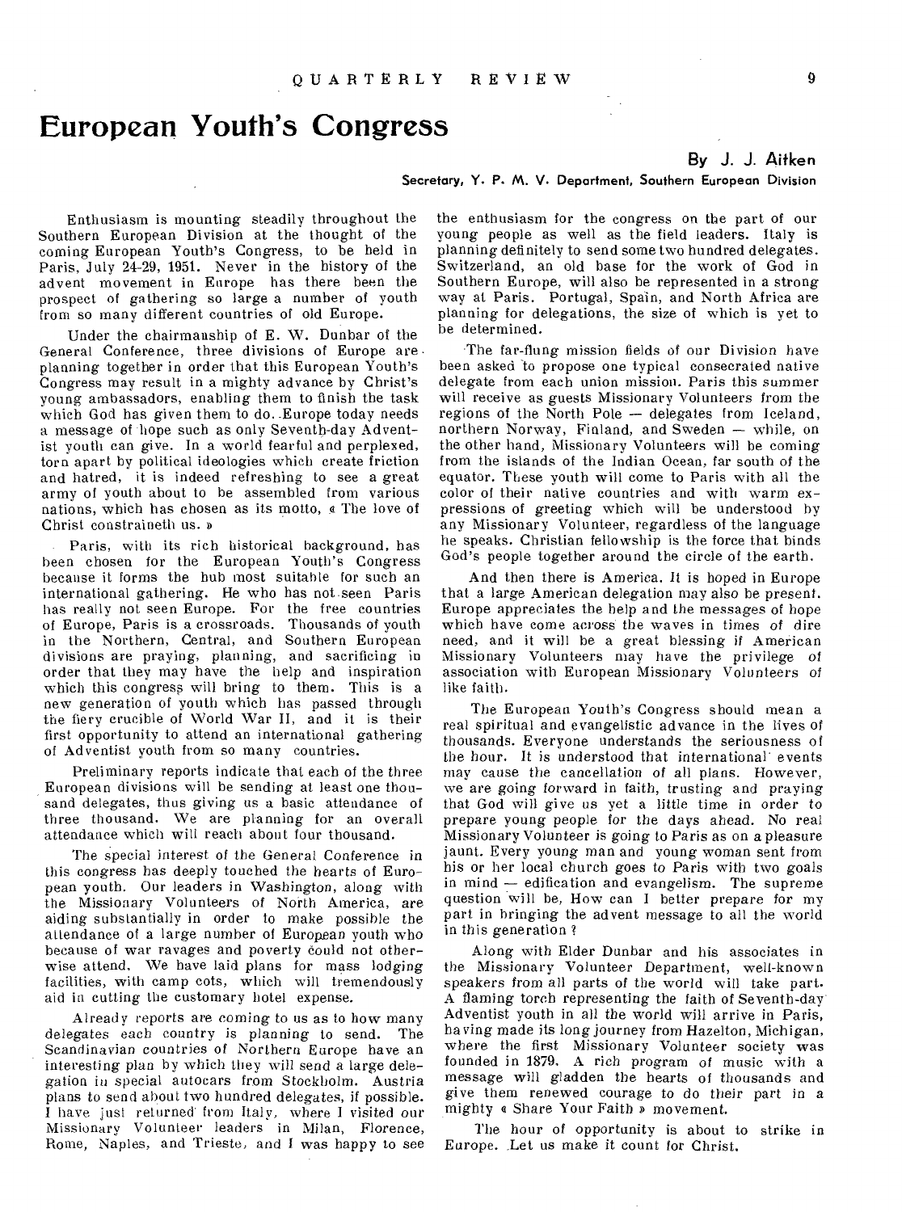# European Youth's Congress

**By J. J. Aitken**

**Secretary, Y. P. M. V. Department, Southern European Division**

Enthusiasm is mounting steadily throughout the Southern European Division at the thought of the coming European Youth's Congress, to be held in Paris, July 24-29, 1951. Never in the history of the advent movement in Europe has there been the prospect of gathering so large a number of youth from so many different countries of old Europe.

Under the chairmanship of E. W. Dunbar of the General Conference, three divisions of Europe are planning together in order that this European Youth's Congress may result in a mighty advance by Christ's young ambassadors, enabling them to finish the task which God has given them to do. Europe today needs a message of hope such as only Seventh-day Adventist youth can give. In a world fearful and perplexed, torn apart by political ideologies which create friction and hatred, it is indeed refreshing to see a great army of youth about to be assembled from various nations, which has chosen as its motto, « The love of Christ constraineth us. »

Paris, with its rich historical background, has been chosen for the European Youth's Congress because it forms the hub most suitable for such an international gathering. He who has not seen Paris has really not seen Europe. For the free countries of Europe, Paris is a crossroads. Thousands of youth in the Northern, Central, and Southern European divisions are praying, planning, and sacrificing in order that they may have the help and inspiration which this congress will bring to them. This is a new generation of youth which has passed through the fiery crucible of World War II, and it is their first opportunity to attend an international gathering of Adventist youth from so many countries.

Preliminary reports indicate that each of the three European divisions will be sending at least one thousand delegates, thus giving us a basic attendance of three thousand. We are planning for an overall attendance which will reach about four thousand.

The special interest of the General Conference in this congress has deeply touched the hearts of European youth. Our leaders in Washington, along with the Missionary Volunteers of North America, are aiding substantially in order to make possible the attendance of a large number of European youth who because of war ravages and poverty could not otherwise attend. We have laid plans for mass lodging facilities, with camp cots, which will tremendously aid in cutting the customary hotel expense.

Already reports are coming to us as to how many delegates each country is planning to send. The Scandinavian countries of Northern Europe have an interesting plan by which they will send a large delegation in special autocars from Stockholm. Austria plans to send about two hundred delegates, if possible. I have just returned from Italy, where I visited our Missionary Volunteer leaders in Milan, Florence, Rome, Naples, and Trieste, and I was happy to see the enthusiasm for the congress on the part of our young people as well as the field leaders. Italy is planning definitely to send some two hundred delegates. Switzerland, an old base for the work of God in Southern Europe, will also be represented in a strong way at Paris. Portugal, Spain, and North Africa are planning for delegations, the size of which is yet to be determined.

The far-flung mission fields of our Division have been asked to propose one typical consecrated native delegate from each union mission. Paris this summer will receive as guests Missionary Volunteers from the regions of the North Pole — delegates from Iceland, northern Norway, Finland, and Sweden — while, on the other hand, Missionary Volunteers will be coming from the islands of the Indian Ocean, far south of the equator. These youth will come to Paris with all the color of their native countries and with warm expressions of greeting which will be understood by any Missionary Volunteer, regardless of the language he speaks. Christian fellowship is the force that binds God's people together around the circle of the earth.

And then there is America. It is hoped in Europe that a large American delegation may also be present. Europe appreciates the help and the messages of hope which have come across the waves in times of dire need, and it will be a great blessing if American Missionary Volunteers may have the privilege of association with European Missionary Volunteers of like faith.

The European Youth's Congress should mean a real spiritual and evangelistic advance in the lives of thousands. Everyone understands the seriousness of the hour. It is understood that international events may cause the cancellation of all plans. However, we are going forward in faith, trusting and praying that God will give us yet a little time in order to prepare young people for the days ahead. No real Missionary Volunteer is going to Paris as on a pleasure jaunt. Every young man and young woman sent from his or her local church goes to Paris with two goals in mind — edification and evangelism. The supreme question will be, How can I better prepare for my part in bringing the advent message to all the world in this generation?

Along with Elder Dunbar and his associates in the Missionary Volunteer Department, well-known speakers from all parts of the world will take part. A flaming torch representing the faith of Seventh-day Adventist youth in all the world will arrive in Paris, having made its long journey from Hazelton, Michigan, where the first Missionary Volunteer society was founded in 1879. A rich program of music with a message will gladden the hearts of thousands and give them renewed courage to do their part in a mighty « Share Your Faith » movement.

The hour of opportunity is about to strike in Europe. Let us make it count for Christ.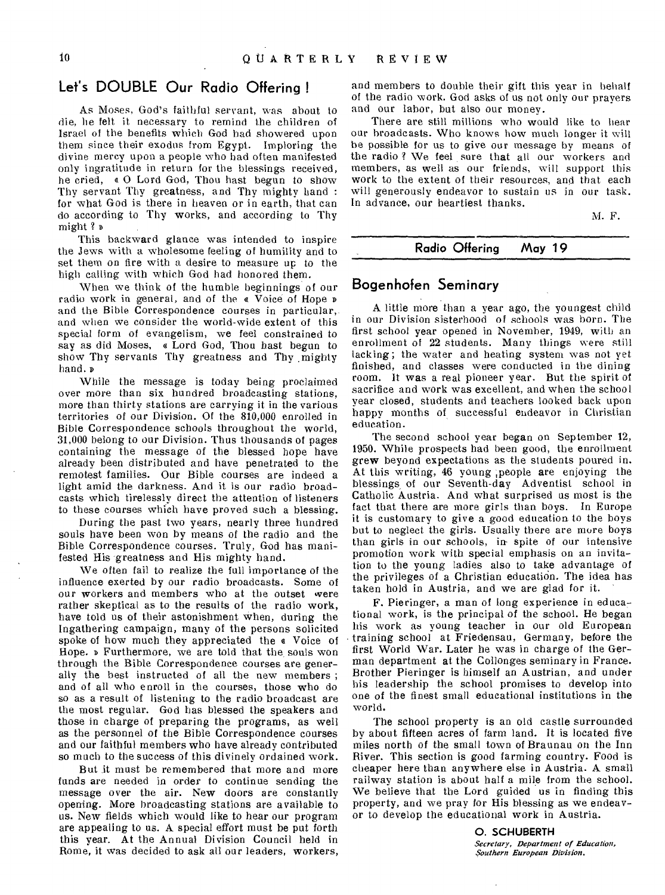## Let's DOUBLE Our Radio Offering!

As Moses, God's faithful servant, was about to die, he felt it necessary to remind the children of Israel of the benefits which God had showered upon them since their exodus from Egypt. Imploring the divine mercy upon a people who had often manifested only ingratitude in return for the blessings received, he cried, « O Lord God, Thou hast begun to show Thy servant Thy greatness, and Thy mighty hand : for what God is there in heaven or in earth, that can do according to Thy works, and according to Thy might ? »

This backward glance was intended to inspire the Jews with a wholesome feeling of humility and to set them on fire with a desire to measure up to the high calling with which God had honored them.

When we think of the humble beginnings of our radio work in general, and of the « Voice of Hope » and the Bible Correspondence courses in particular, and when we consider the world-wide extent of this special form of evangelism, we feel constrained to say as did Moses, « Lord God, Thou hast begun to show Thy servants Thy greatness and Thy mighty hand. »

While the message is today being proclaimed over more than six hundred broadcasting stations, more than thirty stations are carrying it in the various territories of our Division. Of the 810,000 enrolled in Bible Correspondence schools throughout the world, 31,000 belong to our Division. Thus thousands of pages containing the message of the blessed hope have already been distributed and have penetrated to the remotest families. Our Bible courses are indeed a light amid the darkness. And it is our radio broadcasts which tirelessly direct the attention of listeners to these courses which have proved such a blessing.

During the past two years, nearly three hundred souls have been won by means of the radio and the Bible Correspondence courses. Truly, God has manifested His greatness and His mighty hand.

We often fail to realize the full importance of the influence exerted by our radio broadcasts. Some of our workers and members who at the outset were rather skeptical as to the results of the radio work, have told us of their astonishment when, during the Ingathering campaign, many of the persons solicited spoke of how much they appreciated the « Voice of Hope. » Furthermore, we are told that the souls won through the Bible Correspondence courses are generally the best instructed of all the new members ; and of all who enroll in the courses, those who do so as a result of listening to the radio broadcast are the most regular. God has blessed the speakers and those in charge of preparing the programs, as well as the personnel of the Bible Correspondence courses and our faithful members who have already contributed so much to the success of this divinely ordained work.

But it must be remembered that more and more funds are needed in order to continue sending the message over the air. New doors are constantly opening. More broadcasting stations are available to us. New fields which would like to hear our program are appealing to us. A special effort must be put forth this year. At the Annual Division Council held in Rome, it was decided to ask all our leaders, workers, and members to double their gift this year in behalf of the radio work. God asks of us not only our prayers and our labor, but also our money.

There are still millions who would like to hear our broadcasts. Who knows how much longer it will be possible for us to give our message by means of the radio ? We feel sure that all our workers and members, as well as our friends, will support this work to the extent of their resources, and that each will generously endeavor to sustain us in our task. In advance, our heartiest thanks.

M. F.

**Radio Offering May 19**

## Bogenhofen Seminary

A little more than a year ago, the youngest child in our Division sisterhood of schools was born. The first school year opened in November, 1949, with an enrollment of 22 students. Many things were still lacking; the water and heating system was not yet finished, and classes were conducted in the dining room. It was a real pioneer year. But the spirit of sacrifice and work was excellent, and when the school year closed, students and teachers looked back upon happy months of successful endeavor in Christian education.

The second school year began on September 12, 1950. While prospects had been good, the enrollment grew beyond expectations as the students poured in. At this writing, 46 young people are enjoying the blessings of our Seventh-day Adventist school in Catholic Austria. And what surprised us most is the fact that there are more girls than boys. In Europe it is customary to give a good education to the boys but to neglect the girls. Usually there are more boys than girls in our schools, in spite of our intensive promotion work with special emphasis on an invitation to the young ladies also to take advantage of the privileges of a Christian education. The idea has taken hold in Austria, and we are glad for it.

F. Pieringer, a man of long experience in educational work, is the principal of the school. He began his work as young teacher in our old European training school at Friedensau, Germany, before the first World War. Later he was in charge of the German department at the Collonges seminary in France. Brother Pieringer is himself an Austrian, and under his leadership the school promises to develop into one of the finest small educational institutions in the world.

The school property is an old castle surrounded by about fifteen acres of farm land. It is located five miles north of the small town of Braunau on the Inn River. This section is good farming country. Food is cheaper here than anywhere else in Austria. A small railway station is about half a mile from the school. We believe that the Lord guided us in finding this property, and we pray for His blessing as we endeavor to develop the educational work in Austria.

**O. SCHUBERTH**
*Secretary, Department of Education, Southern European Division.*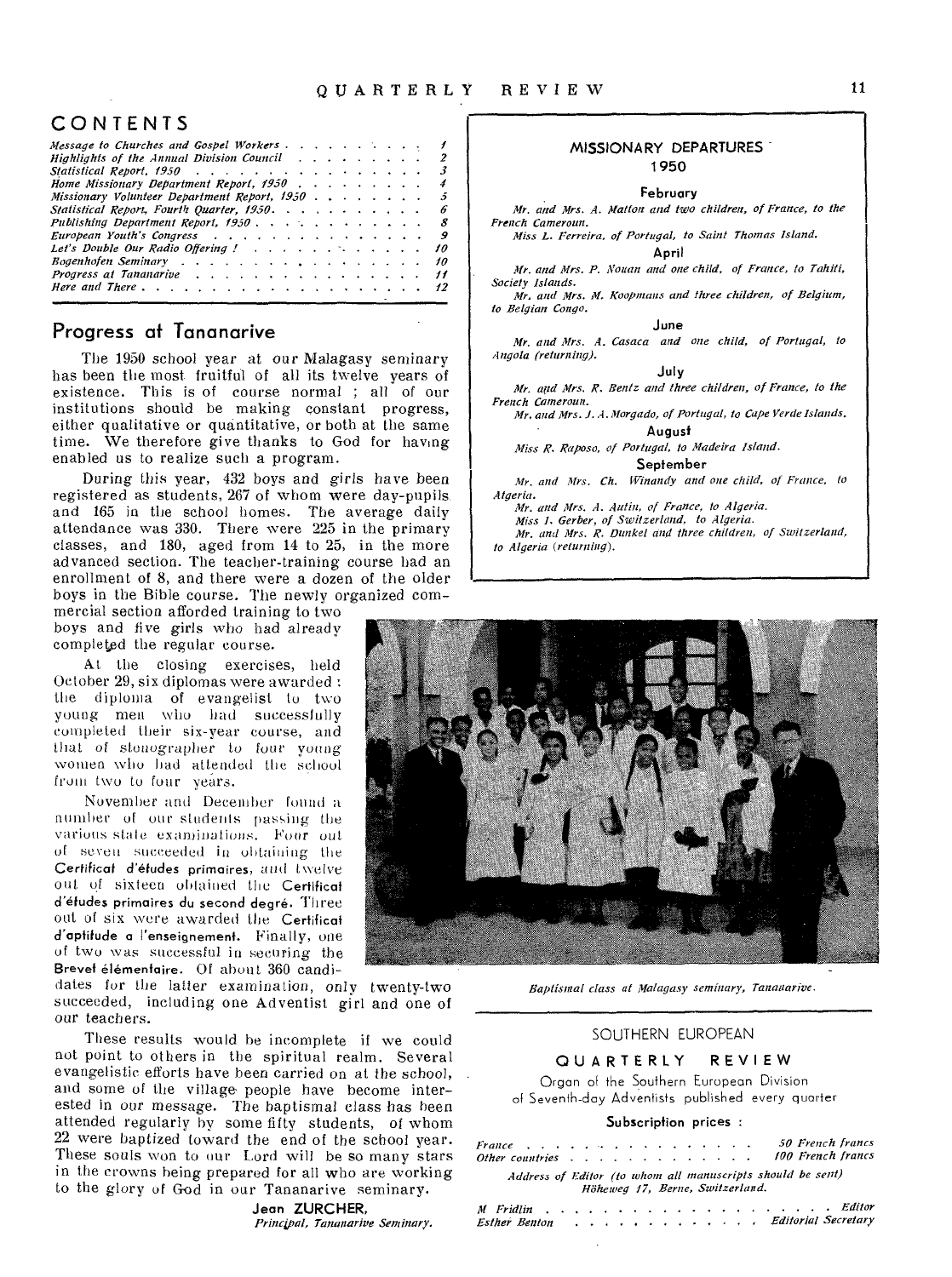## CONTENTS

| | |
|---|---|
| *Message to Churches and Gospel Workers* | *1* |
| *Highlights of the Annual Division Council* | *2* |
| *Statistical Report, 1950* | *3* |
| *Home Missionary Department Report, 1950* | *4* |
| *Missionary Volunteer Department Report, 1950* | *5* |
| *Statistical Report, Fourth Quarter, 1950* | *6* |
| *Publishing Department Report, 1950* | *8* |
| *European Youth's Congress* | *9* |
| *Let's Double Our Radio Offering !* | *10* |
| *Bogenhofen Seminary* | *10* |
| *Progress at Tananarive* | *11* |
| *Here and There* | *12* |

## Progress at Tananarive

The 1950 school year at our Malagasy seminary has been the most fruitful of all its twelve years of existence. This is of course normal ; all of our institutions should be making constant progress, either qualitative or quantitative, or both at the same time. We therefore give thanks to God for having enabled us to realize such a program.

During this year, 432 boys and girls have been registered as students, 267 of whom were day-pupils and 165 in the school homes. The average daily attendance was 330. There were 225 in the primary classes, and 180, aged from 14 to 25, in the more advanced section. The teacher-training course had an enrollment of 8, and there were a dozen of the older boys in the Bible course. The newly organized commercial section afforded training to two boys and five girls who had already completed the regular course.

At the closing exercises, held October 29, six diplomas were awarded : the diploma of evangelist to two young men who had successfully completed their six-year course, and that of stenographer to four young women who had attended the school from two to four years.

November and December found a number of our students passing the various state examinations. Four out of seven succeeded in obtaining the **Certificat d'études primaires**, and twelve out of sixteen obtained the **Certificat d'études primaires du second degré**. Three out of six were awarded the **Certificat d'aptitude a l'enseignement**. Finally, one of two was successful in securing the **Brevet élémentaire**. Of about 360 candidates for the latter examination, only twenty-two succeeded, including one Adventist girl and one of our teachers.

These results would be incomplete if we could not point to others in the spiritual realm. Several evangelistic efforts have been carried on at the school, and some of the village people have become interested in our message. The baptismal class has been attended regularly by some fifty students, of whom 22 were baptized toward the end of the school year. These souls won to our Lord will be so many stars in the crowns being prepared for all who are working to the glory of God in our Tananarive seminary.

**Jean ZURCHER,**
*Principal, Tananarive Seminary.*

### MISSIONARY DEPARTURES 1950

**February**

*Mr. and Mrs. A. Matton and two children, of France, to the French Cameroun.*

*Miss L. Ferreira, of Portugal, to Saint Thomas Island.*

**April**

*Mr. and Mrs. P. Nouan and one child, of France, to Tahiti, Society Islands.*

*Mr. and Mrs. M. Koopmans and three children, of Belgium, to Belgian Congo.*

**June**

*Mr. and Mrs. A. Casaca and one child, of Portugal, to Angola (returning).*

**July**

*Mr. and Mrs. R. Bentz and three children, of France, to the French Cameroun.*

*Mr. and Mrs. J. A. Morgado, of Portugal, to Cape Verde Islands.*

**August**

*Miss R. Raposo, of Portugal, to Madeira Island.*

**September**

*Mr. and Mrs. Ch. Winandy and one child, of France, to Algeria.*

*Mr. and Mrs. A. Autin, of France, to Algeria.*

*Miss I. Gerber, of Switzerland, to Algeria.*

*Mr. and Mrs. R. Dunkel and three children, of Switzerland, to Algeria (returning).*

*Baptismal class at Malagasy seminary, Tananarive.*

SOUTHERN EUROPEAN

**QUARTERLY REVIEW**

Organ of the Southern European Division of Seventh-day Adventists published every quarter

**Subscription prices :**

| | |
|---|---|
| *France* | *50 French francs* |
| *Other countries* | *100 French francs* |

*Address of Editor (to whom all manuscripts should be sent) Höheweg 17, Berne, Switzerland.*

| | |
|---|---|
| *M Fridlin* | *Editor* |
| *Esther Benton* | *Editorial Secretary* |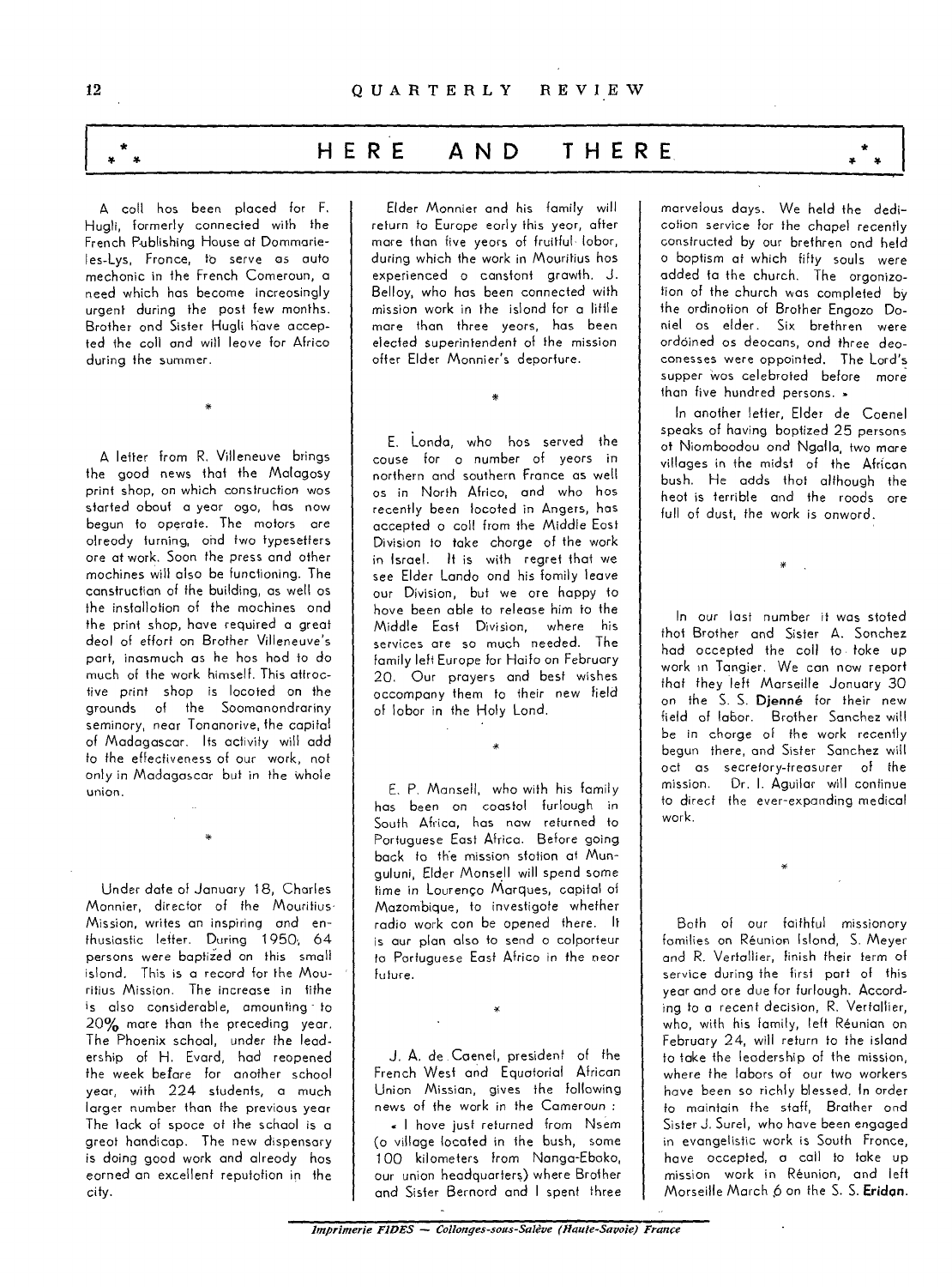# HERE AND THERE

A call has been placed for F. Hugli, formerly connected with the French Publishing House at Dommarie-les-Lys, France, to serve as auto mechanic in the French Cameroun, a need which has become increasingly urgent during the past few months. Brother and Sister Hugli have accepted the call and will leave for Africa during the summer.

\*

A letter from R. Villeneuve brings the good news that the Malagasy print shop, on which construction was started about a year ago, has now begun to operate. The motors are already turning, and two typesetters are at work. Soon the press and other machines will also be functioning. The construction of the building, as well as the installation of the machines and the print shop, have required a great deal of effort on Brother Villeneuve's part, inasmuch as he has had to do much of the work himself. This attractive print shop is located on the grounds of the Soamanandrariny seminary, near Tananarive, the capital of Madagascar. Its activity will add to the effectiveness of our work, not only in Madagascar but in the whole union.

\*

Under date of January 18, Charles Monnier, director of the Mauritius Mission, writes an inspiring and enthusiastic letter. During 1950, 64 persons were baptized on this small island. This is a record for the Mauritius Mission. The increase in tithe is also considerable, amounting to 20% more than the preceding year. The Phoenix school, under the leadership of H. Evard, had reopened the week before for another school year, with 224 students, a much larger number than the previous year. The lack of space of the school is a great handicap. The new dispensary is doing good work and already has earned an excellent reputation in the city.

Elder Monnier and his family will return to Europe early this year, after more than five years of fruitful labor, during which the work in Mauritius has experienced a constant growth. J. Belloy, who has been connected with mission work in the island for a little more than three years, has been elected superintendent of the mission after Elder Monnier's departure.

\*

E. Londa, who has served the cause for a number of years in northern and southern France as well as in North Africa, and who has recently been located in Angers, has accepted a call from the Middle East Division to take charge of the work in Israel. It is with regret that we see Elder Lando and his family leave our Division, but we are happy to have been able to release him to the Middle East Division, where his services are so much needed. The family left Europe for Haifa on February 20. Our prayers and best wishes accompany them to their new field of labor in the Holy Land.

\*

E. P. Mansell, who with his family has been on coastal furlough in South Africa, has now returned to Portuguese East Africa. Before going back to the mission station at Munguluni, Elder Mansell will spend some time in Lourenço Marques, capital of Mozambique, to investigate whether radio work can be opened there. It is our plan also to send a colporteur to Portuguese East Africa in the near future.

\*

J. A. de Caenel, president of the French West and Equatorial African Union Mission, gives the following news of the work in the Cameroun :

« I have just returned from Nsem (a village located in the bush, some 100 kilometers from Nanga-Eboko, our union headquarters) where Brother and Sister Bernard and I spent three marvelous days. We held the dedication service for the chapel recently constructed by our brethren and held a baptism at which fifty souls were added to the church. The organization of the church was completed by the ordination of Brother Engozo Daniel as elder. Six brethren were ordained as deacons, and three deaconesses were appointed. The Lord's supper was celebrated before more than five hundred persons. »

In another letter, Elder de Caenel speaks of having baptized 25 persons at Niomboodou and Ngalla, two more villages in the midst of the African bush. He adds that although the heat is terrible and the roads are full of dust, the work is onward.

\*

In our last number it was stated that Brother and Sister A. Sanchez had accepted the call to take up work in Tangier. We can now report that they left Marseille January 30 on the S. S. **Djenné** for their new field of labor. Brother Sanchez will be in charge of the work recently begun there, and Sister Sanchez will act as secretary-treasurer of the mission. Dr. I. Aguilar will continue to direct the ever-expanding medical work.

\*

Both of our faithful missionary families on Réunion Island, S. Meyer and R. Vertallier, finish their term of service during the first part of this year and are due for furlough. According to a recent decision, R. Vertallier, who, with his family, left Réunion on February 24, will return to the island to take the leadership of the mission, where the labors of our two workers have been so richly blessed. In order to maintain the staff, Brother and Sister J. Surel, who have been engaged in evangelistic work is South France, have accepted, a call to take up mission work in Réunion, and left Marseille March 6 on the S. S. **Eridan**.

*Imprimerie FIDES — Collonges-sous-Salève (Haute-Savoie) France*